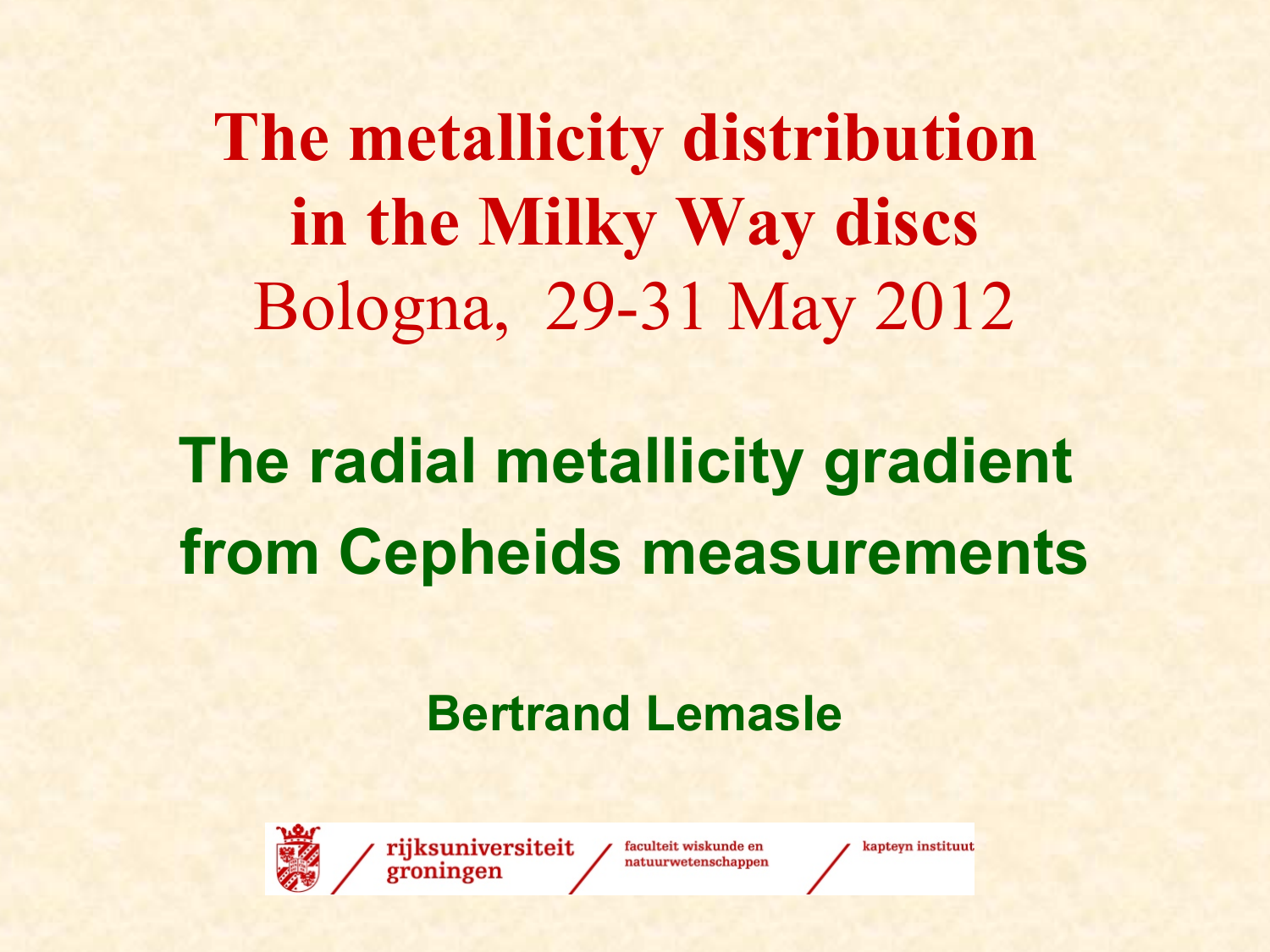# The metallicity distribution in the Milky Way discs

Bologna, 29-31 May 2012

## The radial metallicity gradient from Cepheids measurements

**Bertrand Lemasle**

rijksuniversiteit groningen / faculteit wiskunde en natuurwetenschappen / kapteyn instituut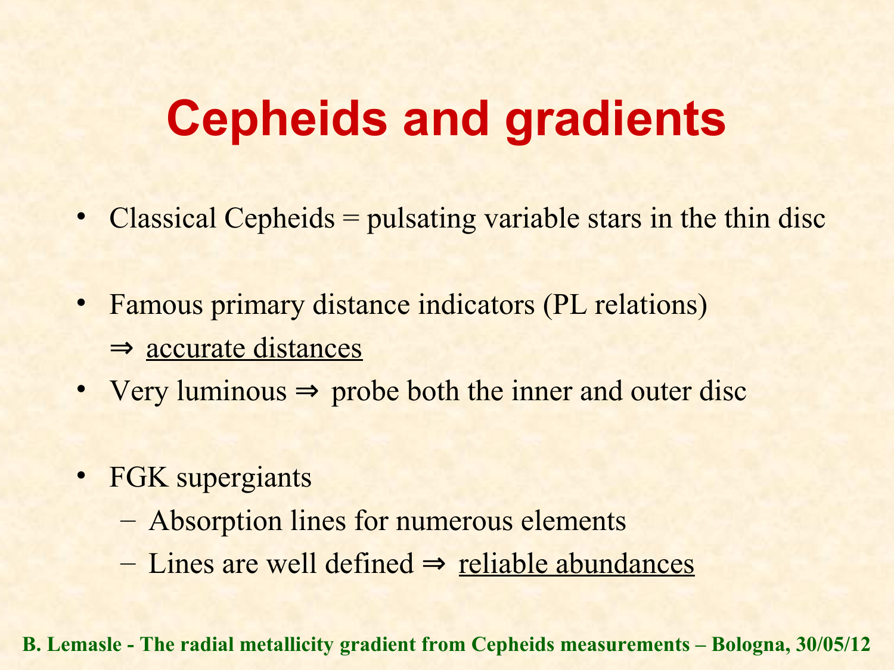# Cepheids and gradients

- Classical Cepheids = pulsating variable stars in the thin disc
- Famous primary distance indicators (PL relations) ⇒ <u>accurate distances</u>
- Very luminous ⇒ probe both the inner and outer disc
- FGK supergiants
  - Absorption lines for numerous elements
  - Lines are well defined ⇒ <u>reliable abundances</u>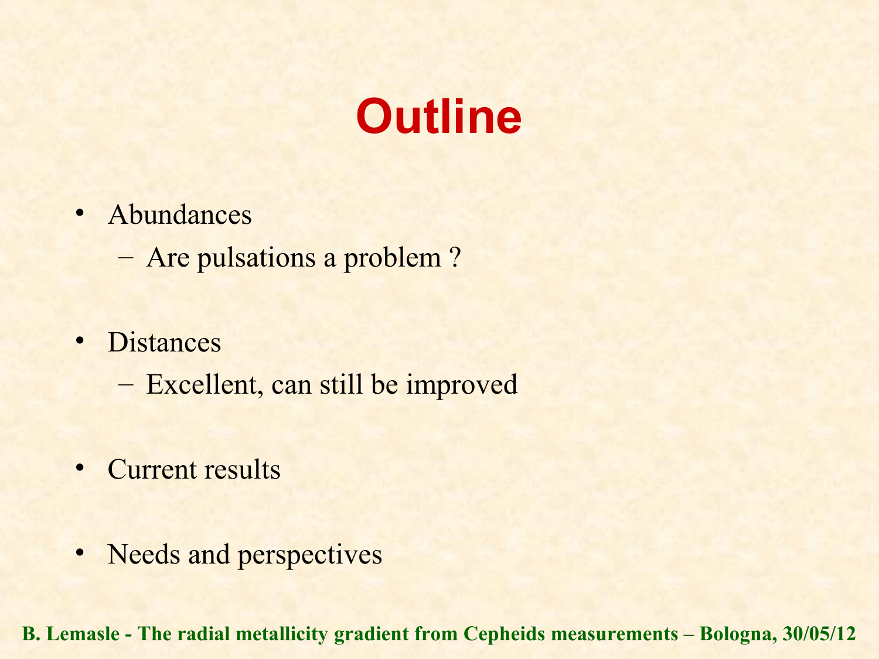# Outline

- Abundances
  - Are pulsations a problem ?
- Distances
  - Excellent, can still be improved
- Current results
- Needs and perspectives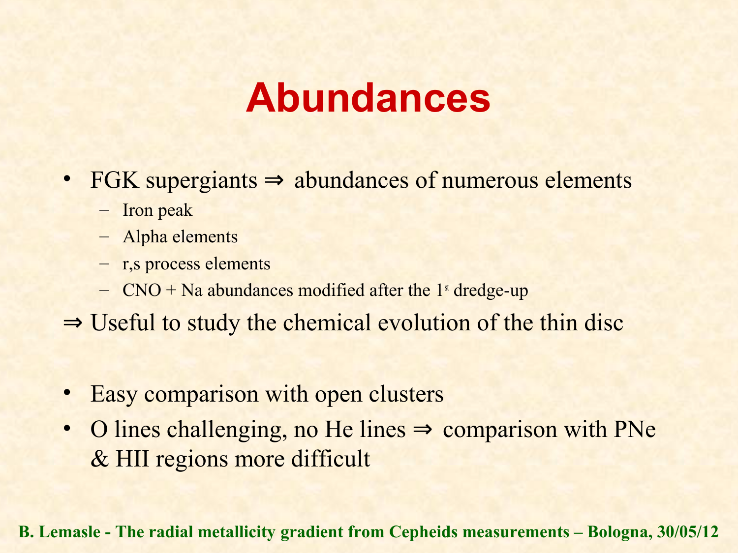# Abundances

- FGK supergiants ⇒ abundances of numerous elements
  - Iron peak
  - Alpha elements
  - r,s process elements
  - CNO + Na abundances modified after the $1^{st}$ dredge-up

⇒ Useful to study the chemical evolution of the thin disc

- Easy comparison with open clusters
- O lines challenging, no He lines ⇒ comparison with PNe & HII regions more difficult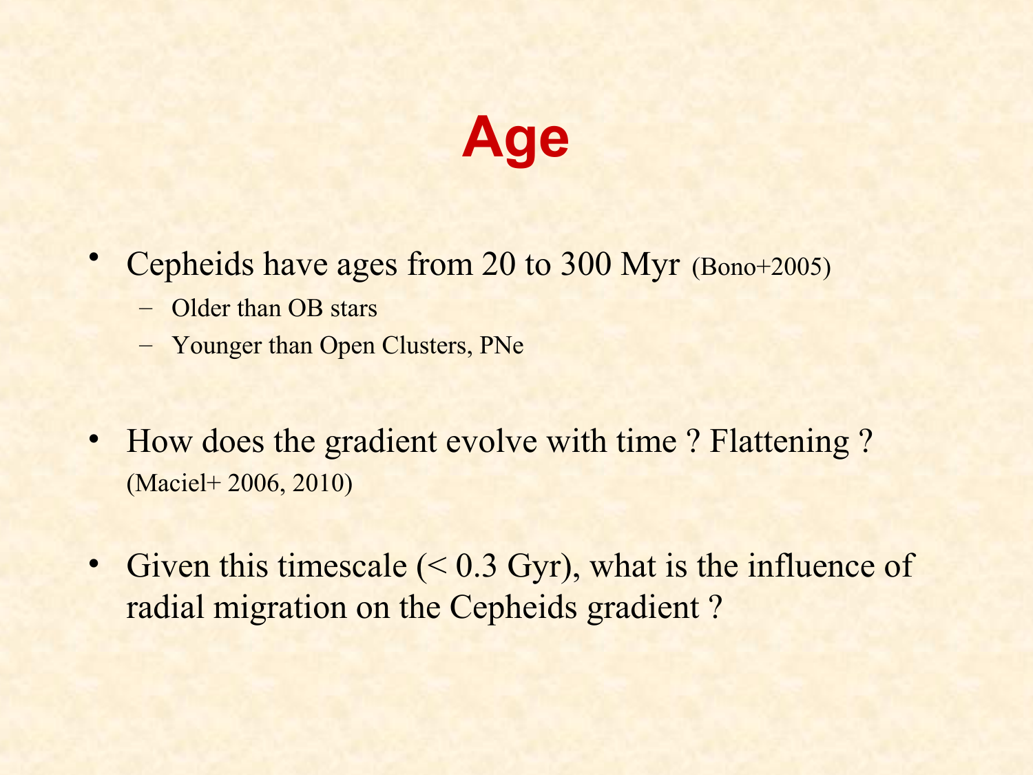# Age

- Cepheids have ages from 20 to 300 Myr (Bono+2005)
  - Older than OB stars
  - Younger than Open Clusters, PNe

- How does the gradient evolve with time ? Flattening ? (Maciel+ 2006, 2010)

- Given this timescale (< 0.3 Gyr), what is the influence of radial migration on the Cepheids gradient ?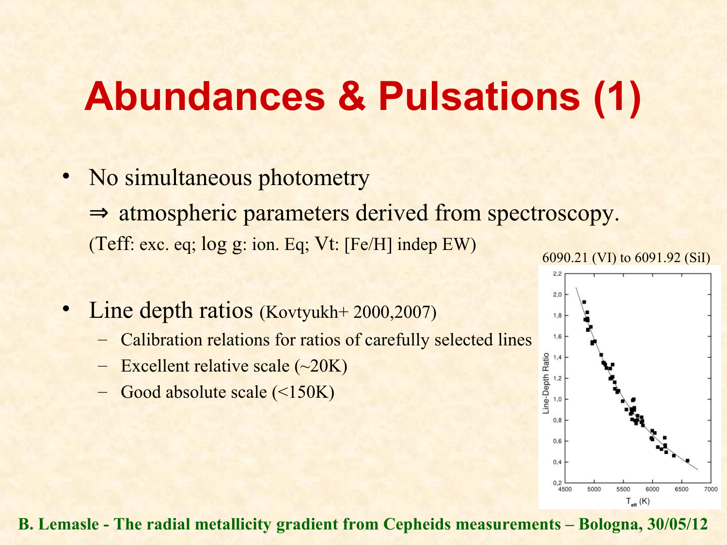# Abundances & Pulsations (1)

- No simultaneous photometry

  ⇒ atmospheric parameters derived from spectroscopy.

  (Teff: exc. eq; log g: ion. Eq; Vt: [Fe/H] indep EW)

- Line depth ratios (Kovtyukh+ 2000,2007)
  - Calibration relations for ratios of carefully selected lines
  - Excellent relative scale (~20K)
  - Good absolute scale (<150K)

6090.21 (VI) to 6091.92 (SiI)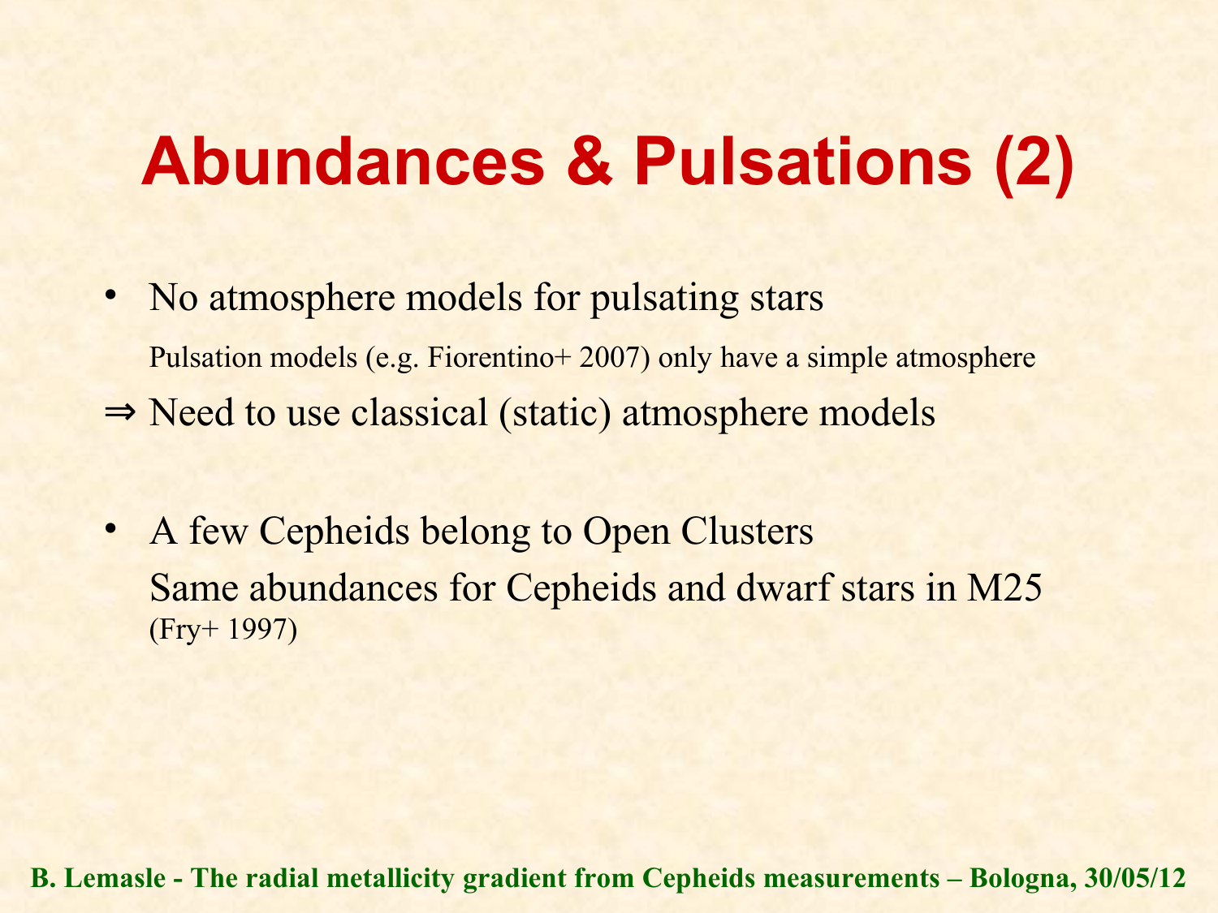# Abundances & Pulsations (2)

- No atmosphere models for pulsating stars

  Pulsation models (e.g. Fiorentino+ 2007) only have a simple atmosphere

⇒ Need to use classical (static) atmosphere models

- A few Cepheids belong to Open Clusters

  Same abundances for Cepheids and dwarf stars in M25

  (Fry+ 1997)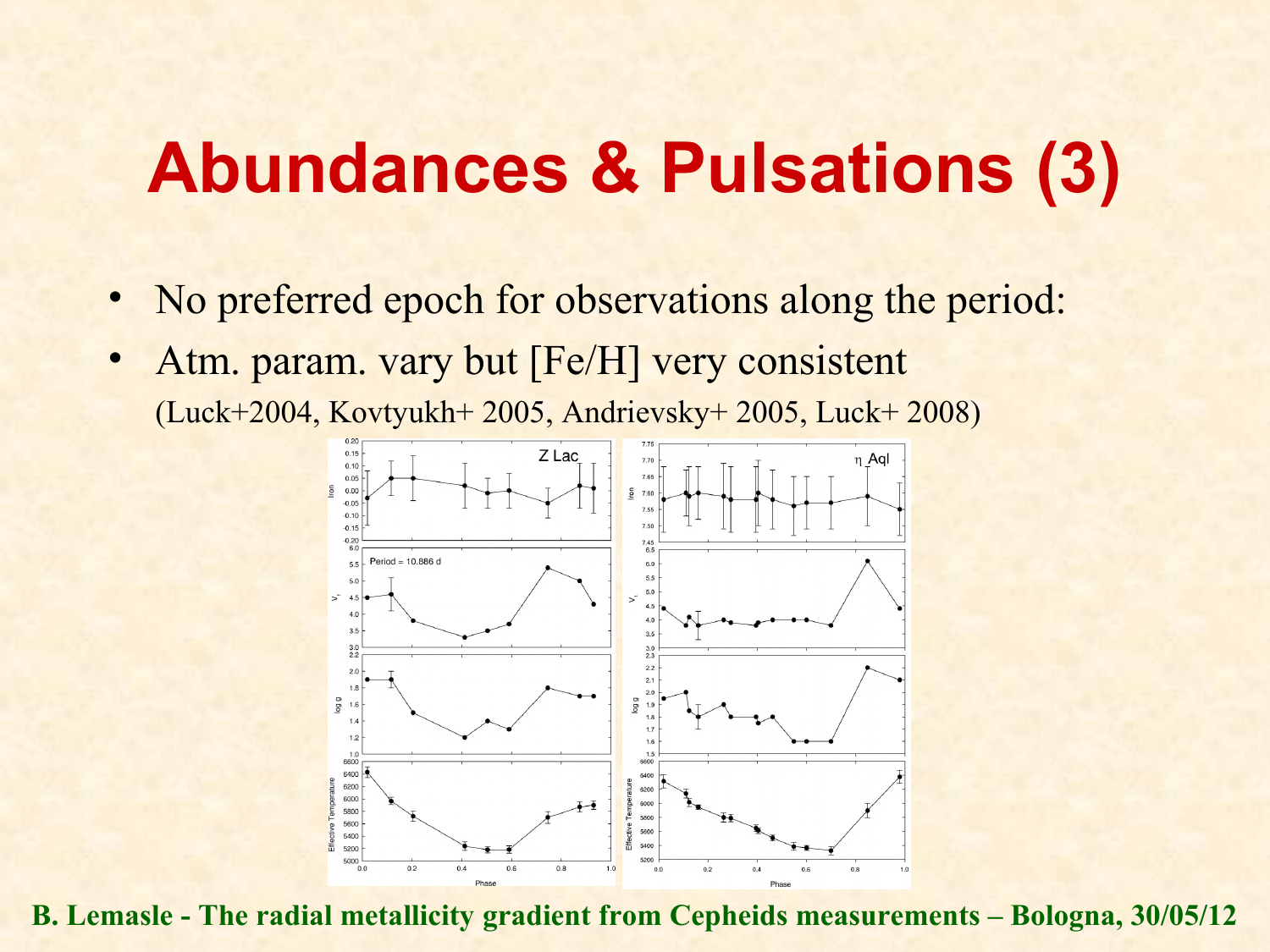# Abundances & Pulsations (3)

- No preferred epoch for observations along the period:
- Atm. param. vary but [Fe/H] very consistent

  (Luck+2004, Kovtyukh+ 2005, Andrievsky+ 2005, Luck+ 2008)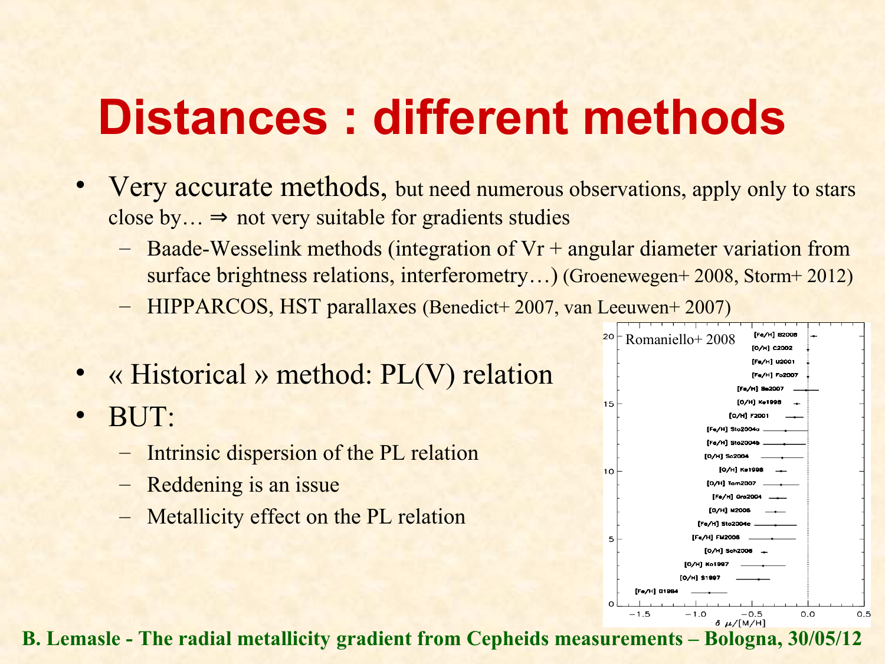# Distances : different methods

- Very accurate methods, but need numerous observations, apply only to stars close by… ⇒ not very suitable for gradients studies
  - Baade-Wesselink methods (integration of Vr + angular diameter variation from surface brightness relations, interferometry…) (Groenewegen+ 2008, Storm+ 2012)
  - HIPPARCOS, HST parallaxes (Benedict+ 2007, van Leeuwen+ 2007)
- « Historical » method: PL(V) relation
- BUT:
  - Intrinsic dispersion of the PL relation
  - Reddening is an issue
  - Metallicity effect on the PL relation

Romaniello+ 2008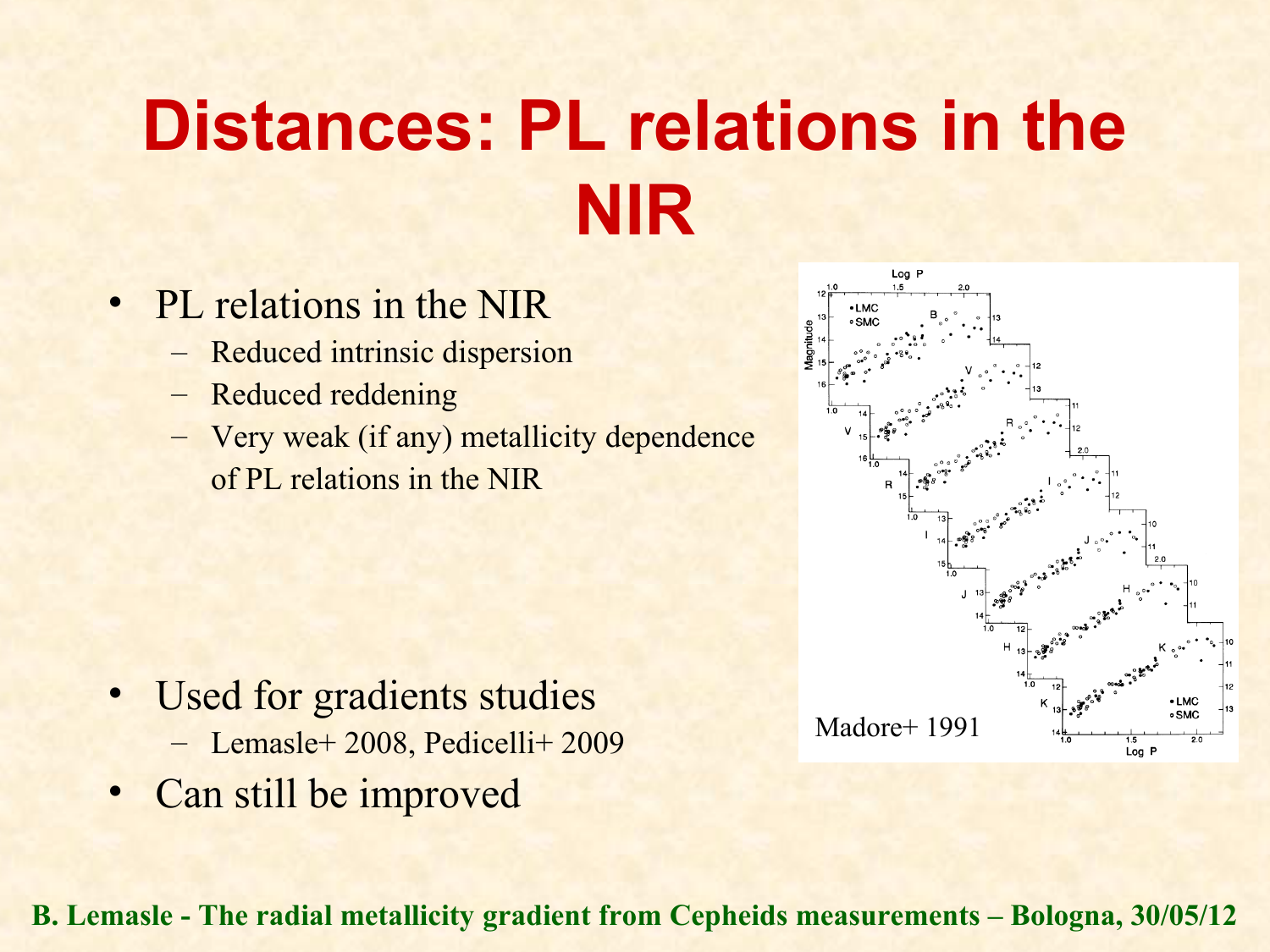# Distances: PL relations in the NIR

- PL relations in the NIR
  - Reduced intrinsic dispersion
  - Reduced reddening
  - Very weak (if any) metallicity dependence of PL relations in the NIR

Madore+ 1991

- Used for gradients studies
  - Lemasle+ 2008, Pedicelli+ 2009
- Can still be improved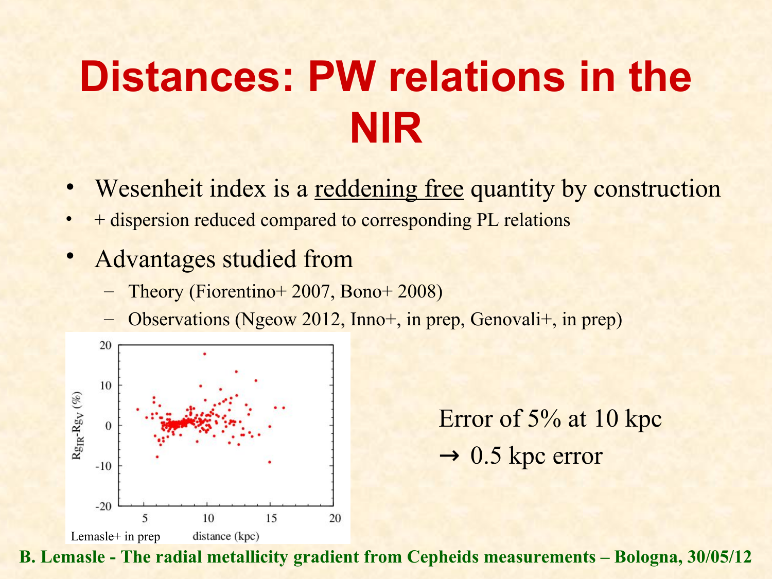# Distances: PW relations in the NIR

- Wesenheit index is a reddening free quantity by construction
- + dispersion reduced compared to corresponding PL relations
- Advantages studied from
  - Theory (Fiorentino+ 2007, Bono+ 2008)
  - Observations (Ngeow 2012, Inno+, in prep, Genovali+, in prep)

Lemasle+ in prep

Error of 5% at 10 kpc
→ 0.5 kpc error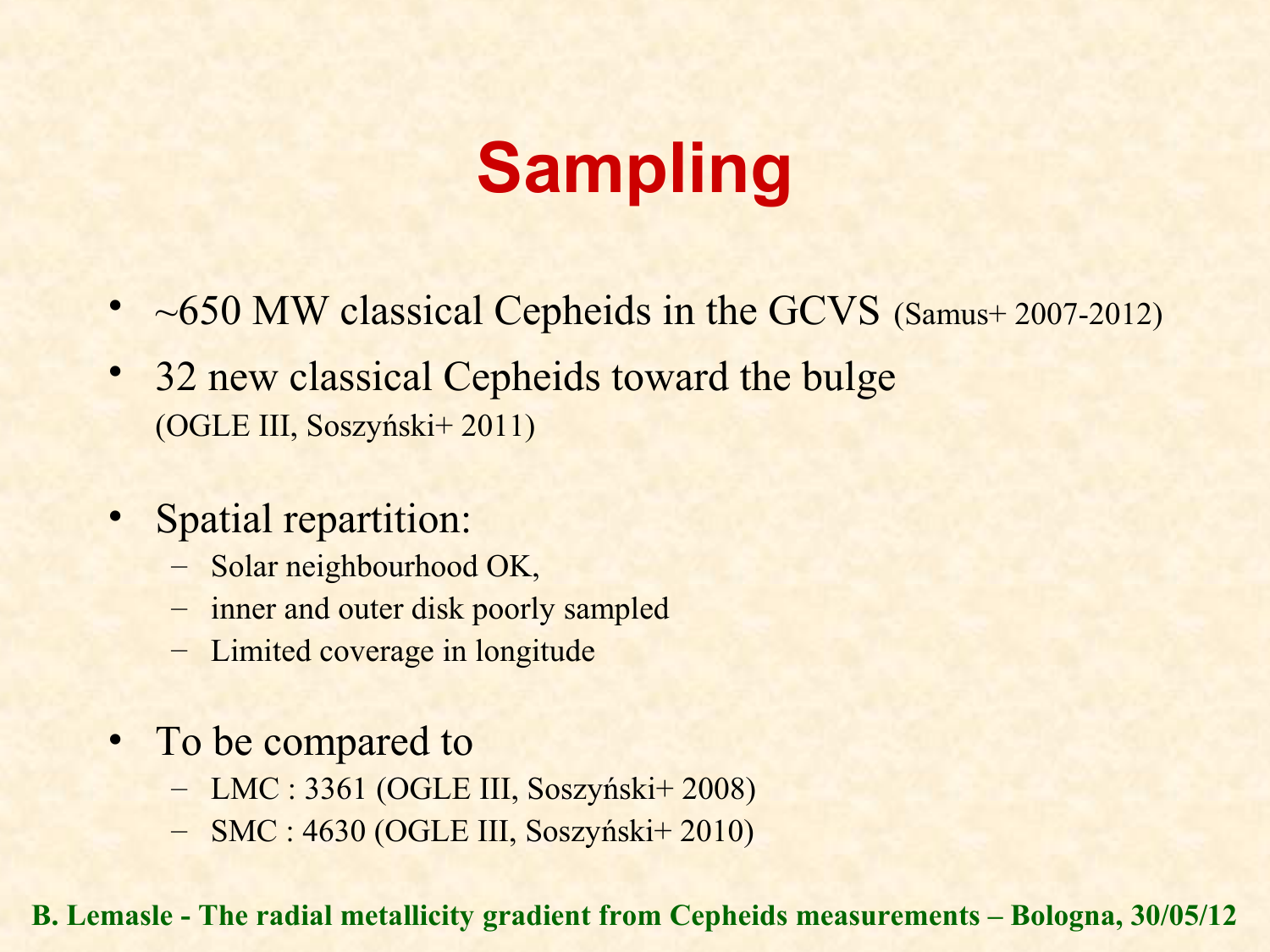# Sampling

- ~650 MW classical Cepheids in the GCVS (Samus+ 2007-2012)
- 32 new classical Cepheids toward the bulge (OGLE III, Soszyński+ 2011)
- Spatial repartition:
  - Solar neighbourhood OK,
  - inner and outer disk poorly sampled
  - Limited coverage in longitude
- To be compared to
  - LMC : 3361 (OGLE III, Soszyński+ 2008)
  - SMC : 4630 (OGLE III, Soszyński+ 2010)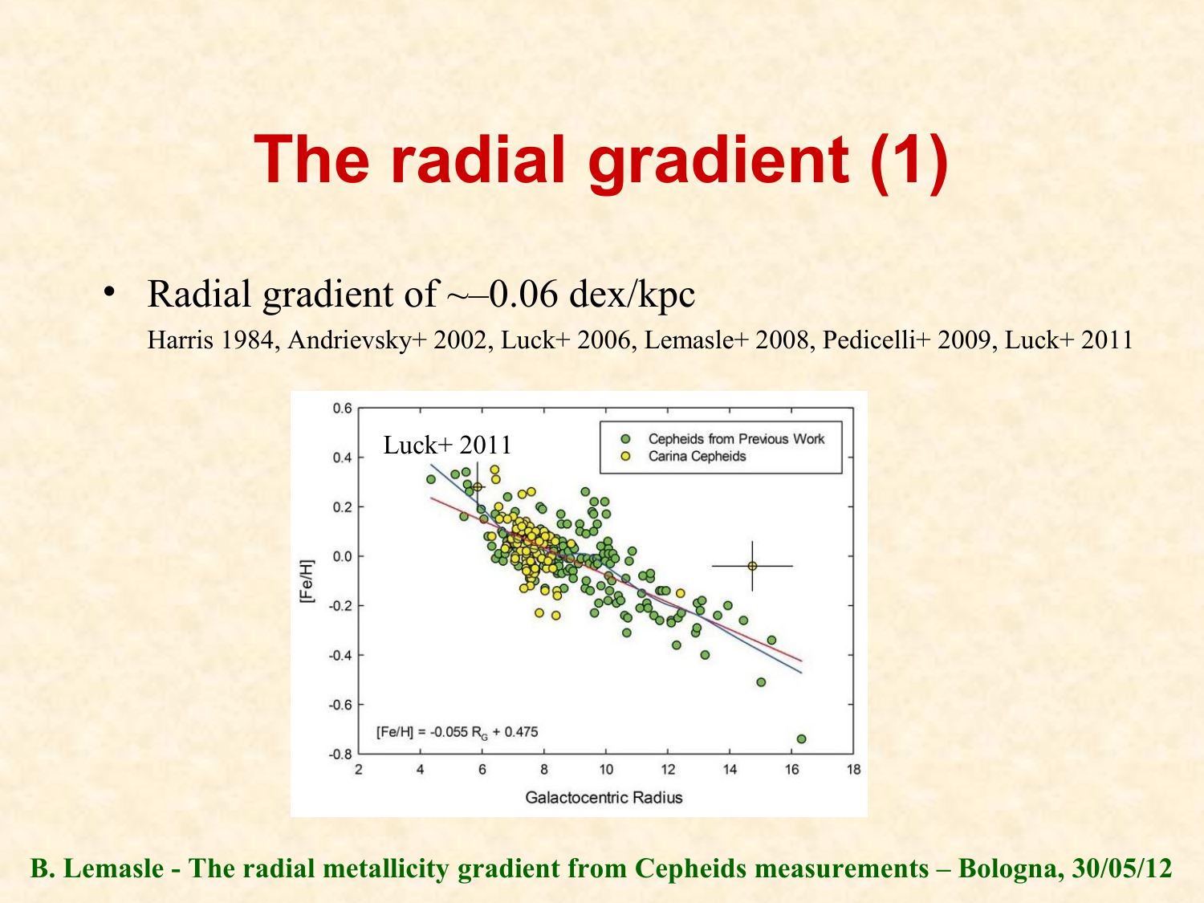# The radial gradient (1)

- Radial gradient of ~–0.06 dex/kpc

  Harris 1984, Andrievsky+ 2002, Luck+ 2006, Lemasle+ 2008, Pedicelli+ 2009, Luck+ 2011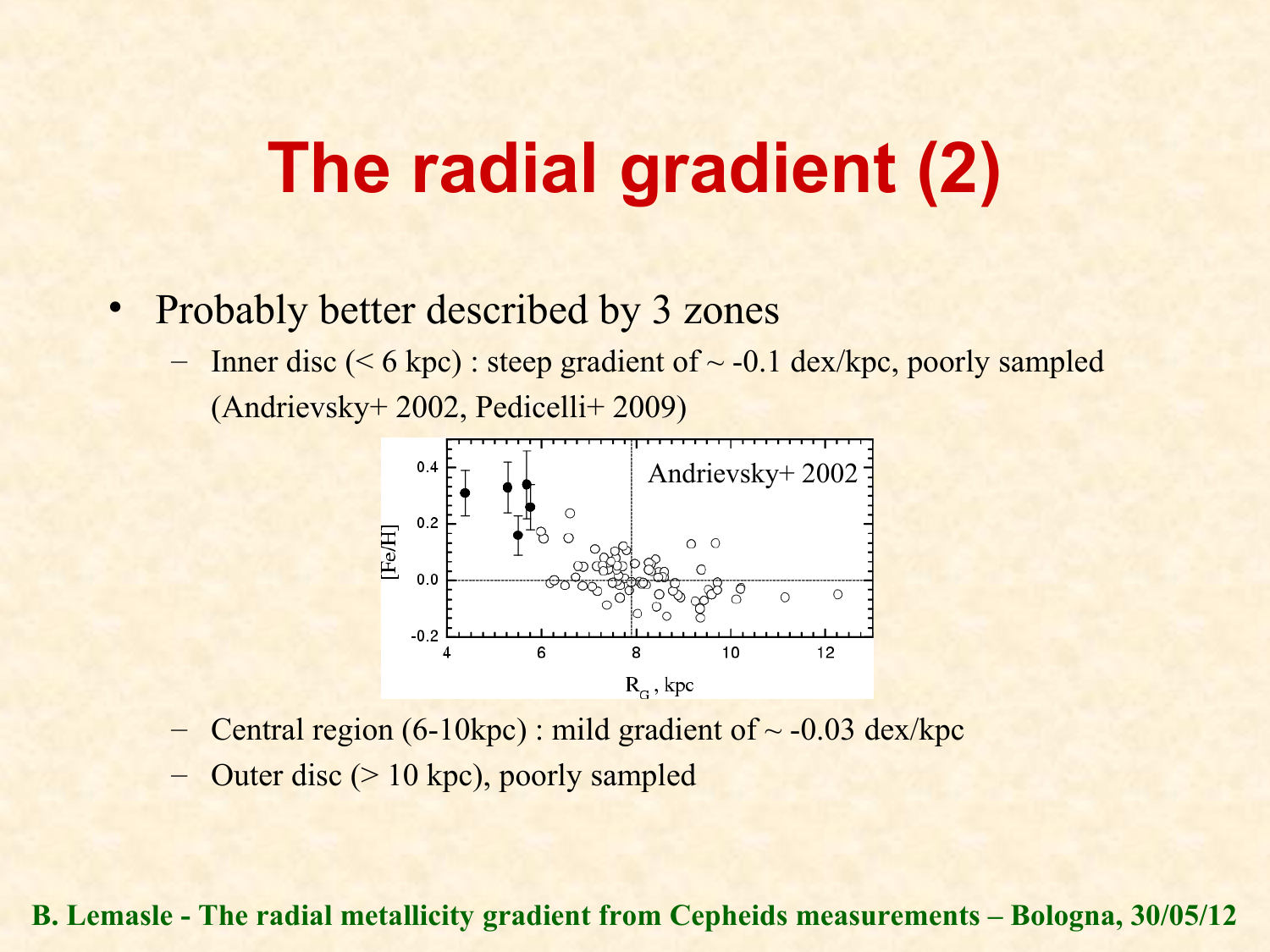# The radial gradient (2)

- Probably better described by 3 zones
  - Inner disc (< 6 kpc) : steep gradient of ~ -0.1 dex/kpc, poorly sampled (Andrievsky+ 2002, Pedicelli+ 2009)
  - Central region (6-10kpc) : mild gradient of ~ -0.03 dex/kpc
  - Outer disc (> 10 kpc), poorly sampled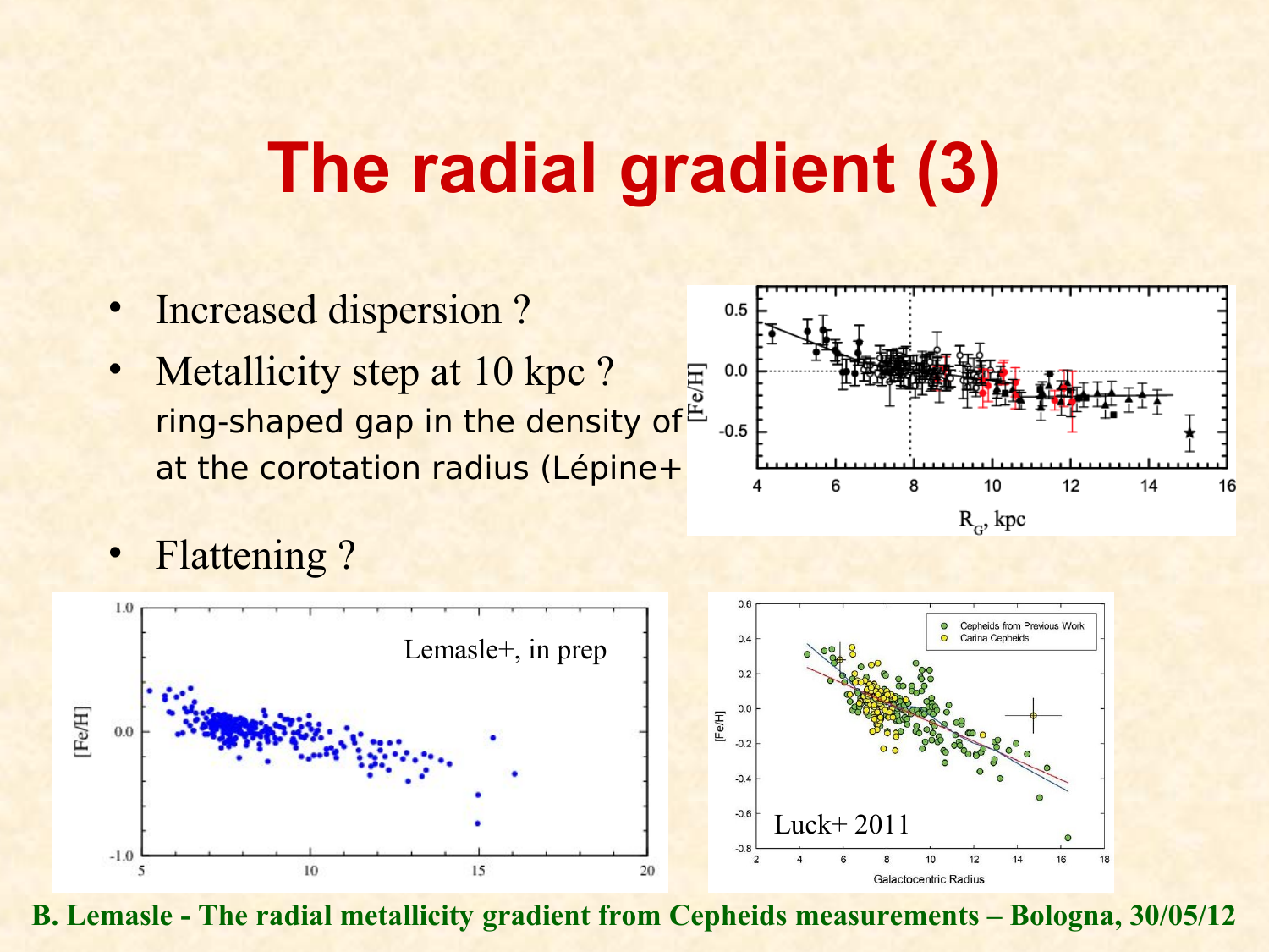# The radial gradient (3)

- Increased dispersion ?
- Metallicity step at 10 kpc ?
  ring-shaped gap in the density of
  at the corotation radius (Lépine+
- Flattening ?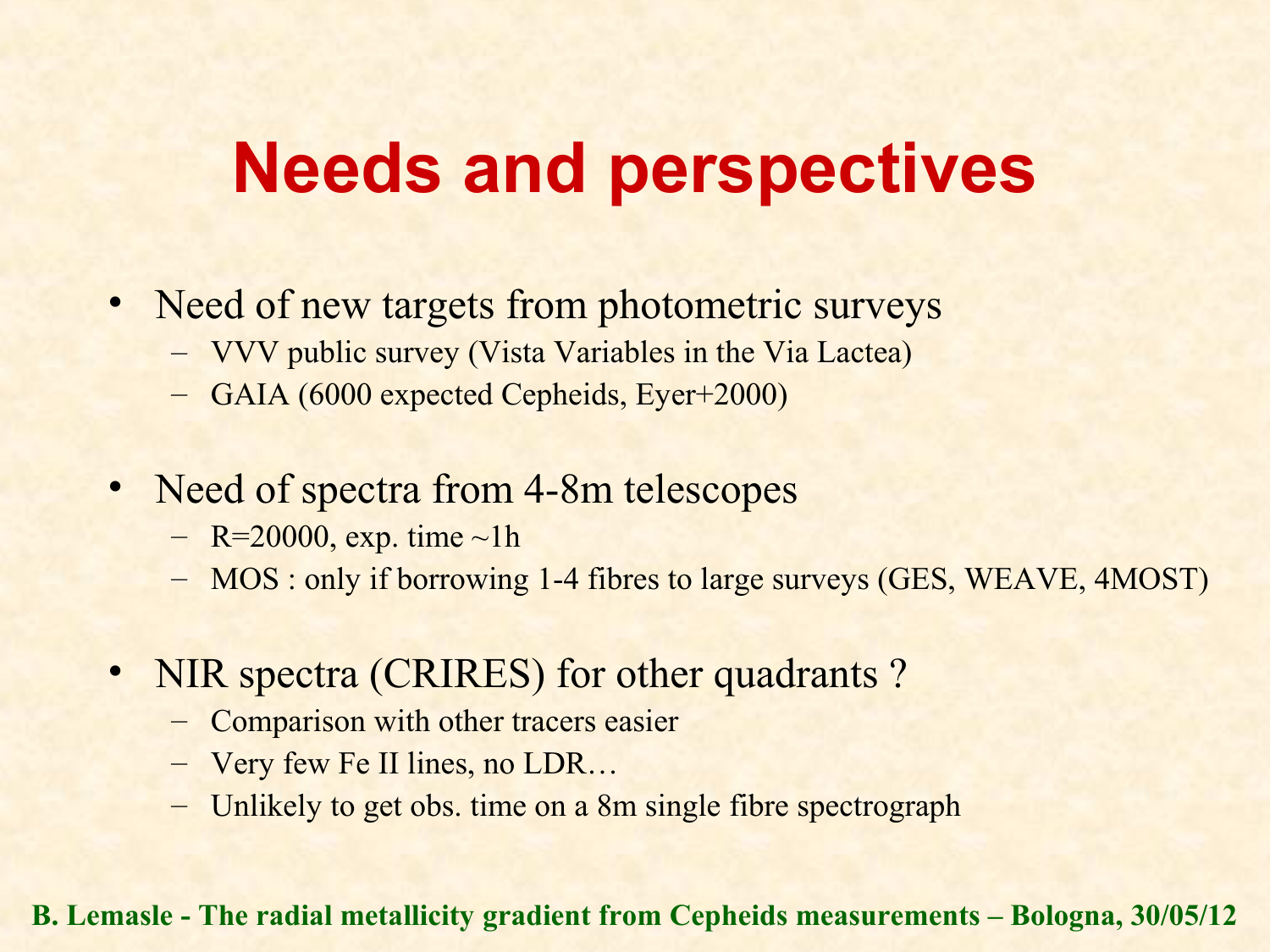# Needs and perspectives

- Need of new targets from photometric surveys
  - VVV public survey (Vista Variables in the Via Lactea)
  - GAIA (6000 expected Cepheids, Eyer+2000)

- Need of spectra from 4-8m telescopes
  - R=20000, exp. time ~1h
  - MOS : only if borrowing 1-4 fibres to large surveys (GES, WEAVE, 4MOST)

- NIR spectra (CRIRES) for other quadrants ?
  - Comparison with other tracers easier
  - Very few Fe II lines, no LDR…
  - Unlikely to get obs. time on a 8m single fibre spectrograph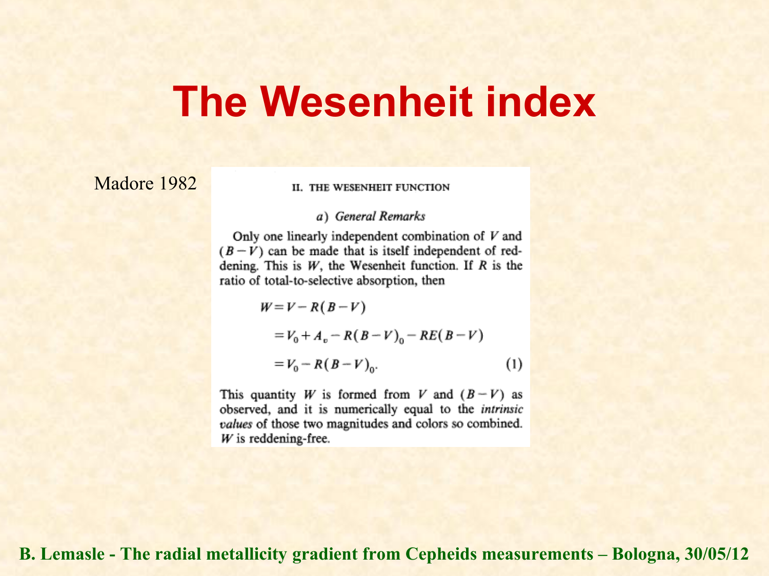# The Wesenheit index

Madore 1982

II. THE WESENHEIT FUNCTION

*a) General Remarks*

Only one linearly independent combination of $V$ and $(B-V)$ can be made that is itself independent of reddening. This is $W$, the Wesenheit function. If $R$ is the ratio of total-to-selective absorption, then

$$
\begin{aligned}
W &= V - R(B-V) \\
&= V_0 + A_v - R(B-V)_0 - RE(B-V) \\
&= V_0 - R(B-V)_0. \qquad (1)
\end{aligned}
$$

This quantity $W$ is formed from $V$ and $(B-V)$ as observed, and it is numerically equal to the *intrinsic values* of those two magnitudes and colors so combined. $W$ is reddening-free.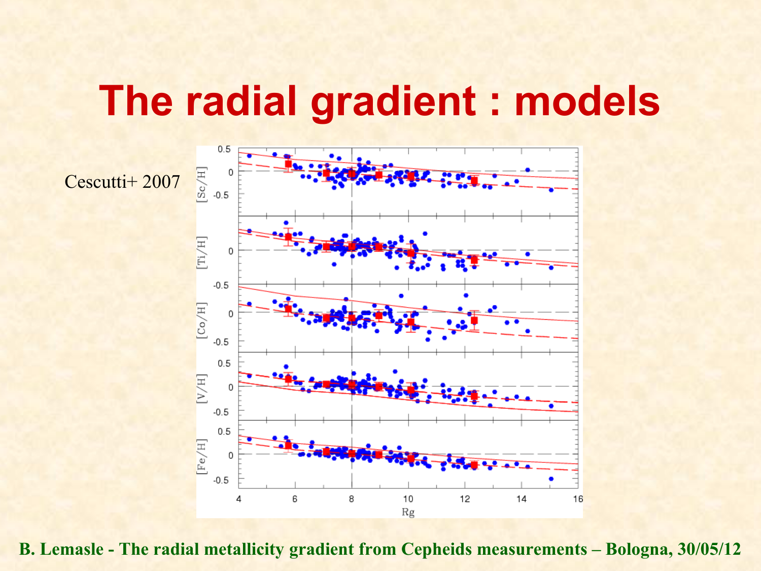# The radial gradient : models

Cescutti+ 2007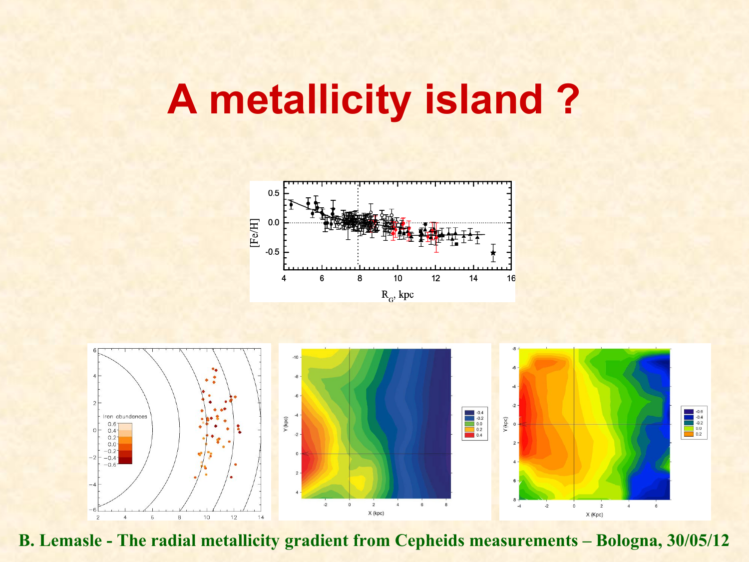# A metallicity island ?

[Fe/H]

0.5
0.0
-0.5

4 6 8 10 12 14 16

$R_G$, kpc

Iron abundances

0.6
0.4
0.2
0.0
−0.2
−0.4
−0.6

-0.4
-0.2
0.0
0.2
0.4

Y (kpc)

X (kpc)

-0.6
-0.4
-0.2
0.0
0.2

Y (kpc)

X (Kpc)

**B. Lemasle - The radial metallicity gradient from Cepheids measurements – Bologna, 30/05/12**